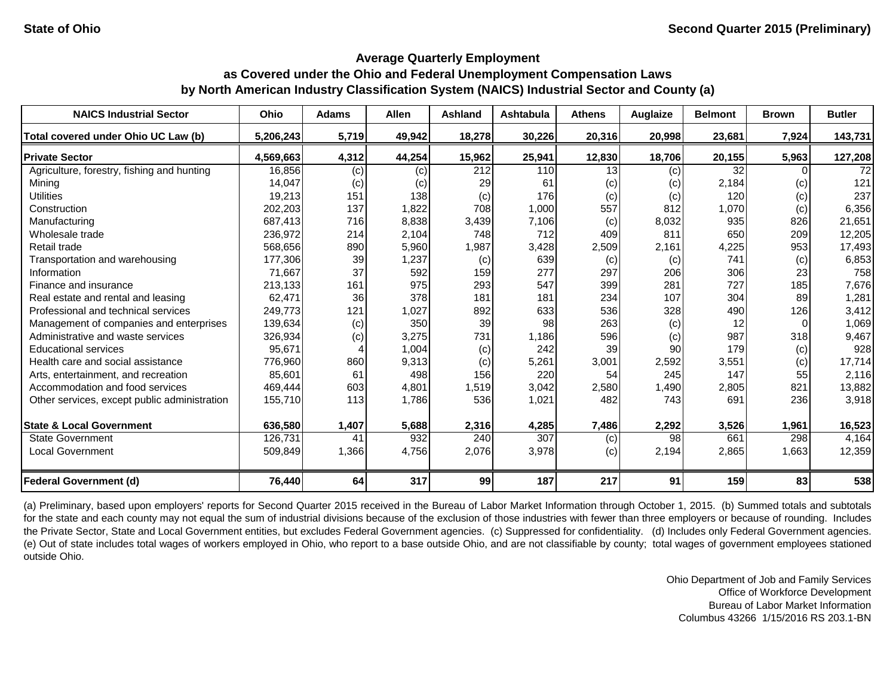State of Ohio

Second Quarter 2015 (Preliminary)

# Average Quarterly Employment
## as Covered under the Ohio and Federal Unemployment Compensation Laws
## by North American Industry Classification System (NAICS) Industrial Sector and County (a)

| NAICS Industrial Sector | Ohio | Adams | Allen | Ashland | Ashtabula | Athens | Auglaize | Belmont | Brown | Butler |
|---|---|---|---|---|---|---|---|---|---|---|
| **Total covered under Ohio UC Law (b)** | **5,206,243** | **5,719** | **49,942** | **18,278** | **30,226** | **20,316** | **20,998** | **23,681** | **7,924** | **143,731** |
| **Private Sector** | **4,569,663** | **4,312** | **44,254** | **15,962** | **25,941** | **12,830** | **18,706** | **20,155** | **5,963** | **127,208** |
| Agriculture, forestry, fishing and hunting | 16,856 | (c) | (c) | 212 | 110 | 13 | (c) | 32 | 0 | 72 |
| Mining | 14,047 | (c) | (c) | 29 | 61 | (c) | (c) | 2,184 | (c) | 121 |
| Utilities | 19,213 | 151 | 138 | (c) | 176 | (c) | (c) | 120 | (c) | 237 |
| Construction | 202,203 | 137 | 1,822 | 708 | 1,000 | 557 | 812 | 1,070 | (c) | 6,356 |
| Manufacturing | 687,413 | 716 | 8,838 | 3,439 | 7,106 | (c) | 8,032 | 935 | 826 | 21,651 |
| Wholesale trade | 236,972 | 214 | 2,104 | 748 | 712 | 409 | 811 | 650 | 209 | 12,205 |
| Retail trade | 568,656 | 890 | 5,960 | 1,987 | 3,428 | 2,509 | 2,161 | 4,225 | 953 | 17,493 |
| Transportation and warehousing | 177,306 | 39 | 1,237 | (c) | 639 | (c) | (c) | 741 | (c) | 6,853 |
| Information | 71,667 | 37 | 592 | 159 | 277 | 297 | 206 | 306 | 23 | 758 |
| Finance and insurance | 213,133 | 161 | 975 | 293 | 547 | 399 | 281 | 727 | 185 | 7,676 |
| Real estate and rental and leasing | 62,471 | 36 | 378 | 181 | 181 | 234 | 107 | 304 | 89 | 1,281 |
| Professional and technical services | 249,773 | 121 | 1,027 | 892 | 633 | 536 | 328 | 490 | 126 | 3,412 |
| Management of companies and enterprises | 139,634 | (c) | 350 | 39 | 98 | 263 | (c) | 12 | 0 | 1,069 |
| Administrative and waste services | 326,934 | (c) | 3,275 | 731 | 1,186 | 596 | (c) | 987 | 318 | 9,467 |
| Educational services | 95,671 | 4 | 1,004 | (c) | 242 | 39 | 90 | 179 | (c) | 928 |
| Health care and social assistance | 776,960 | 860 | 9,313 | (c) | 5,261 | 3,001 | 2,592 | 3,551 | (c) | 17,714 |
| Arts, entertainment, and recreation | 85,601 | 61 | 498 | 156 | 220 | 54 | 245 | 147 | 55 | 2,116 |
| Accommodation and food services | 469,444 | 603 | 4,801 | 1,519 | 3,042 | 2,580 | 1,490 | 2,805 | 821 | 13,882 |
| Other services, except public administration | 155,710 | 113 | 1,786 | 536 | 1,021 | 482 | 743 | 691 | 236 | 3,918 |
| **State & Local Government** | **636,580** | **1,407** | **5,688** | **2,316** | **4,285** | **7,486** | **2,292** | **3,526** | **1,961** | **16,523** |
| State Government | 126,731 | 41 | 932 | 240 | 307 | (c) | 98 | 661 | 298 | 4,164 |
| Local Government | 509,849 | 1,366 | 4,756 | 2,076 | 3,978 | (c) | 2,194 | 2,865 | 1,663 | 12,359 |
| **Federal Government (d)** | **76,440** | **64** | **317** | **99** | **187** | **217** | **91** | **159** | **83** | **538** |

(a) Preliminary, based upon employers' reports for Second Quarter 2015 received in the Bureau of Labor Market Information through October 1, 2015. (b) Summed totals and subtotals for the state and each county may not equal the sum of industrial divisions because of the exclusion of those industries with fewer than three employers or because of rounding. Includes the Private Sector, State and Local Government entities, but excludes Federal Government agencies. (c) Suppressed for confidentiality. (d) Includes only Federal Government agencies. (e) Out of state includes total wages of workers employed in Ohio, who report to a base outside Ohio, and are not classifiable by county; total wages of government employees stationed outside Ohio.

Ohio Department of Job and Family Services
Office of Workforce Development
Bureau of Labor Market Information
Columbus 43266 1/15/2016 RS 203.1-BN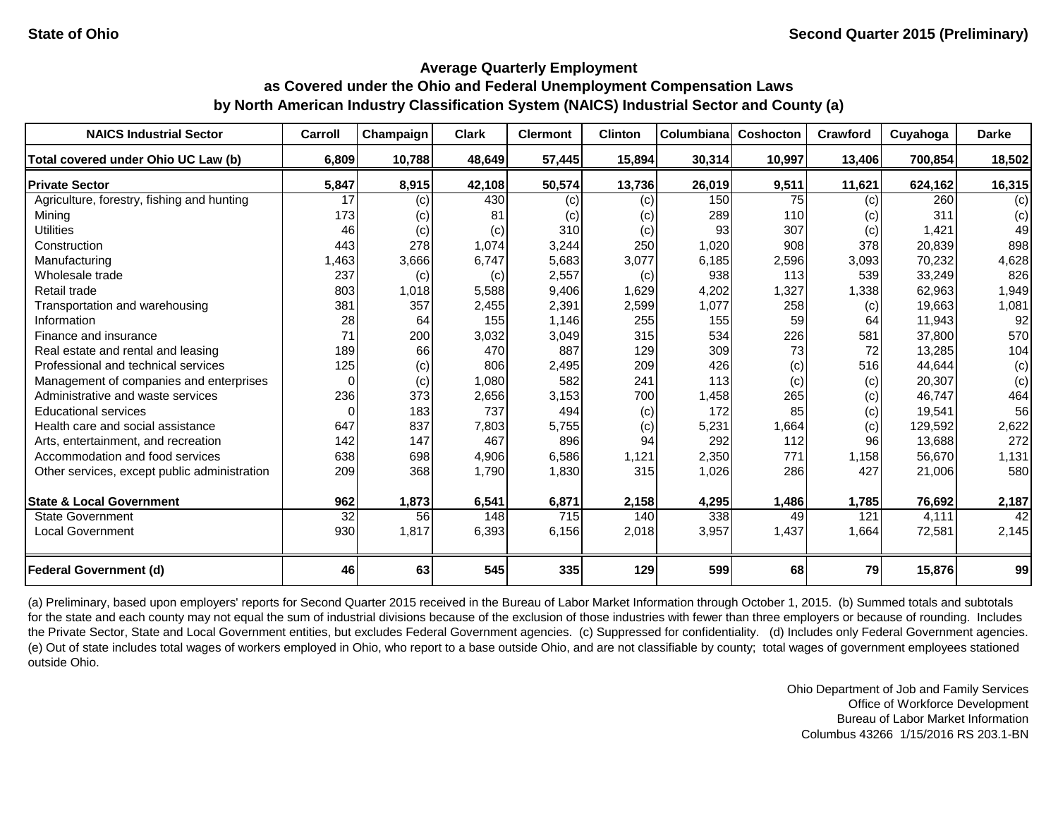State of Ohio

Second Quarter 2015 (Preliminary)

## Average Quarterly Employment as Covered under the Ohio and Federal Unemployment Compensation Laws by North American Industry Classification System (NAICS) Industrial Sector and County (a)

| NAICS Industrial Sector | Carroll | Champaign | Clark | Clermont | Clinton | Columbiana | Coshocton | Crawford | Cuyahoga | Darke |
|---|---|---|---|---|---|---|---|---|---|---|
| **Total covered under Ohio UC Law (b)** | **6,809** | **10,788** | **48,649** | **57,445** | **15,894** | **30,314** | **10,997** | **13,406** | **700,854** | **18,502** |
| **Private Sector** | **5,847** | **8,915** | **42,108** | **50,574** | **13,736** | **26,019** | **9,511** | **11,621** | **624,162** | **16,315** |
| Agriculture, forestry, fishing and hunting | 17 | (c) | 430 | (c) | (c) | 150 | 75 | (c) | 260 | (c) |
| Mining | 173 | (c) | 81 | (c) | (c) | 289 | 110 | (c) | 311 | (c) |
| Utilities | 46 | (c) | (c) | 310 | (c) | 93 | 307 | (c) | 1,421 | 49 |
| Construction | 443 | 278 | 1,074 | 3,244 | 250 | 1,020 | 908 | 378 | 20,839 | 898 |
| Manufacturing | 1,463 | 3,666 | 6,747 | 5,683 | 3,077 | 6,185 | 2,596 | 3,093 | 70,232 | 4,628 |
| Wholesale trade | 237 | (c) | (c) | 2,557 | (c) | 938 | 113 | 539 | 33,249 | 826 |
| Retail trade | 803 | 1,018 | 5,588 | 9,406 | 1,629 | 4,202 | 1,327 | 1,338 | 62,963 | 1,949 |
| Transportation and warehousing | 381 | 357 | 2,455 | 2,391 | 2,599 | 1,077 | 258 | (c) | 19,663 | 1,081 |
| Information | 28 | 64 | 155 | 1,146 | 255 | 155 | 59 | 64 | 11,943 | 92 |
| Finance and insurance | 71 | 200 | 3,032 | 3,049 | 315 | 534 | 226 | 581 | 37,800 | 570 |
| Real estate and rental and leasing | 189 | 66 | 470 | 887 | 129 | 309 | 73 | 72 | 13,285 | 104 |
| Professional and technical services | 125 | (c) | 806 | 2,495 | 209 | 426 | (c) | 516 | 44,644 | (c) |
| Management of companies and enterprises | 0 | (c) | 1,080 | 582 | 241 | 113 | (c) | (c) | 20,307 | (c) |
| Administrative and waste services | 236 | 373 | 2,656 | 3,153 | 700 | 1,458 | 265 | (c) | 46,747 | 464 |
| Educational services | 0 | 183 | 737 | 494 | (c) | 172 | 85 | (c) | 19,541 | 56 |
| Health care and social assistance | 647 | 837 | 7,803 | 5,755 | (c) | 5,231 | 1,664 | (c) | 129,592 | 2,622 |
| Arts, entertainment, and recreation | 142 | 147 | 467 | 896 | 94 | 292 | 112 | 96 | 13,688 | 272 |
| Accommodation and food services | 638 | 698 | 4,906 | 6,586 | 1,121 | 2,350 | 771 | 1,158 | 56,670 | 1,131 |
| Other services, except public administration | 209 | 368 | 1,790 | 1,830 | 315 | 1,026 | 286 | 427 | 21,006 | 580 |
| **State & Local Government** | **962** | **1,873** | **6,541** | **6,871** | **2,158** | **4,295** | **1,486** | **1,785** | **76,692** | **2,187** |
| State Government | 32 | 56 | 148 | 715 | 140 | 338 | 49 | 121 | 4,111 | 42 |
| Local Government | 930 | 1,817 | 6,393 | 6,156 | 2,018 | 3,957 | 1,437 | 1,664 | 72,581 | 2,145 |
| **Federal Government (d)** | **46** | **63** | **545** | **335** | **129** | **599** | **68** | **79** | **15,876** | **99** |

(a) Preliminary, based upon employers' reports for Second Quarter 2015 received in the Bureau of Labor Market Information through October 1, 2015. (b) Summed totals and subtotals for the state and each county may not equal the sum of industrial divisions because of the exclusion of those industries with fewer than three employers or because of rounding. Includes the Private Sector, State and Local Government entities, but excludes Federal Government agencies. (c) Suppressed for confidentiality. (d) Includes only Federal Government agencies. (e) Out of state includes total wages of workers employed in Ohio, who report to a base outside Ohio, and are not classifiable by county; total wages of government employees stationed outside Ohio.

Ohio Department of Job and Family Services
Office of Workforce Development
Bureau of Labor Market Information
Columbus 43266 1/15/2016 RS 203.1-BN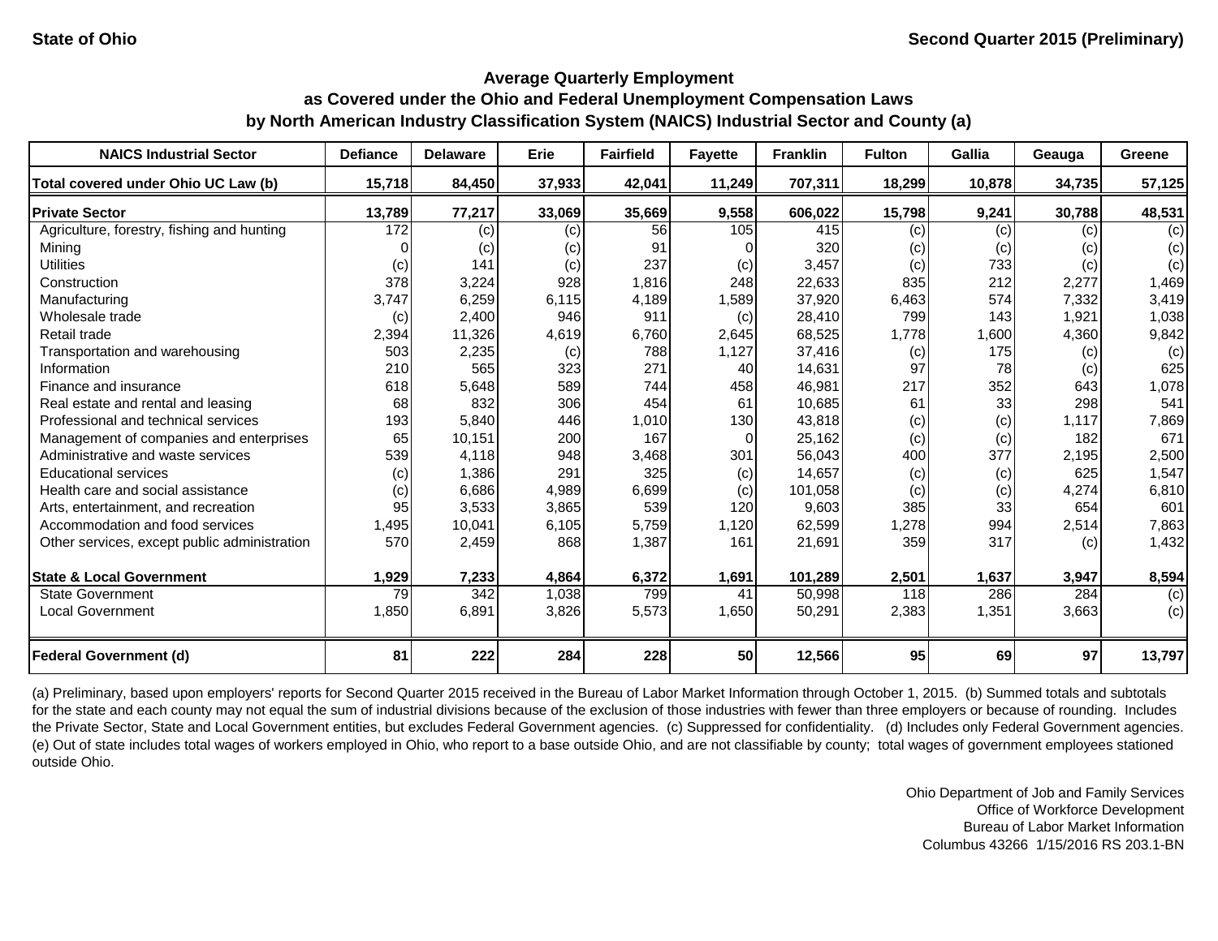State of Ohio

Second Quarter 2015 (Preliminary)

## Average Quarterly Employment as Covered under the Ohio and Federal Unemployment Compensation Laws by North American Industry Classification System (NAICS) Industrial Sector and County (a)

| NAICS Industrial Sector | Defiance | Delaware | Erie | Fairfield | Fayette | Franklin | Fulton | Gallia | Geauga | Greene |
|---|---|---|---|---|---|---|---|---|---|---|
| **Total covered under Ohio UC Law (b)** | **15,718** | **84,450** | **37,933** | **42,041** | **11,249** | **707,311** | **18,299** | **10,878** | **34,735** | **57,125** |
| **Private Sector** | **13,789** | **77,217** | **33,069** | **35,669** | **9,558** | **606,022** | **15,798** | **9,241** | **30,788** | **48,531** |
| Agriculture, forestry, fishing and hunting | 172 | (c) | (c) | 56 | 105 | 415 | (c) | (c) | (c) | (c) |
| Mining | 0 | (c) | (c) | 91 | 0 | 320 | (c) | (c) | (c) | (c) |
| Utilities | (c) | 141 | (c) | 237 | (c) | 3,457 | (c) | 733 | (c) | (c) |
| Construction | 378 | 3,224 | 928 | 1,816 | 248 | 22,633 | 835 | 212 | 2,277 | 1,469 |
| Manufacturing | 3,747 | 6,259 | 6,115 | 4,189 | 1,589 | 37,920 | 6,463 | 574 | 7,332 | 3,419 |
| Wholesale trade | (c) | 2,400 | 946 | 911 | (c) | 28,410 | 799 | 143 | 1,921 | 1,038 |
| Retail trade | 2,394 | 11,326 | 4,619 | 6,760 | 2,645 | 68,525 | 1,778 | 1,600 | 4,360 | 9,842 |
| Transportation and warehousing | 503 | 2,235 | (c) | 788 | 1,127 | 37,416 | (c) | 175 | (c) | (c) |
| Information | 210 | 565 | 323 | 271 | 40 | 14,631 | 97 | 78 | (c) | 625 |
| Finance and insurance | 618 | 5,648 | 589 | 744 | 458 | 46,981 | 217 | 352 | 643 | 1,078 |
| Real estate and rental and leasing | 68 | 832 | 306 | 454 | 61 | 10,685 | 61 | 33 | 298 | 541 |
| Professional and technical services | 193 | 5,840 | 446 | 1,010 | 130 | 43,818 | (c) | (c) | 1,117 | 7,869 |
| Management of companies and enterprises | 65 | 10,151 | 200 | 167 | 0 | 25,162 | (c) | (c) | 182 | 671 |
| Administrative and waste services | 539 | 4,118 | 948 | 3,468 | 301 | 56,043 | 400 | 377 | 2,195 | 2,500 |
| Educational services | (c) | 1,386 | 291 | 325 | (c) | 14,657 | (c) | (c) | 625 | 1,547 |
| Health care and social assistance | (c) | 6,686 | 4,989 | 6,699 | (c) | 101,058 | (c) | (c) | 4,274 | 6,810 |
| Arts, entertainment, and recreation | 95 | 3,533 | 3,865 | 539 | 120 | 9,603 | 385 | 33 | 654 | 601 |
| Accommodation and food services | 1,495 | 10,041 | 6,105 | 5,759 | 1,120 | 62,599 | 1,278 | 994 | 2,514 | 7,863 |
| Other services, except public administration | 570 | 2,459 | 868 | 1,387 | 161 | 21,691 | 359 | 317 | (c) | 1,432 |
| **State & Local Government** | **1,929** | **7,233** | **4,864** | **6,372** | **1,691** | **101,289** | **2,501** | **1,637** | **3,947** | **8,594** |
| State Government | 79 | 342 | 1,038 | 799 | 41 | 50,998 | 118 | 286 | 284 | (c) |
| Local Government | 1,850 | 6,891 | 3,826 | 5,573 | 1,650 | 50,291 | 2,383 | 1,351 | 3,663 | (c) |
| **Federal Government (d)** | **81** | **222** | **284** | **228** | **50** | **12,566** | **95** | **69** | **97** | **13,797** |

(a) Preliminary, based upon employers' reports for Second Quarter 2015 received in the Bureau of Labor Market Information through October 1, 2015. (b) Summed totals and subtotals for the state and each county may not equal the sum of industrial divisions because of the exclusion of those industries with fewer than three employers or because of rounding. Includes the Private Sector, State and Local Government entities, but excludes Federal Government agencies. (c) Suppressed for confidentiality. (d) Includes only Federal Government agencies. (e) Out of state includes total wages of workers employed in Ohio, who report to a base outside Ohio, and are not classifiable by county; total wages of government employees stationed outside Ohio.

Ohio Department of Job and Family Services
Office of Workforce Development
Bureau of Labor Market Information
Columbus 43266 1/15/2016 RS 203.1-BN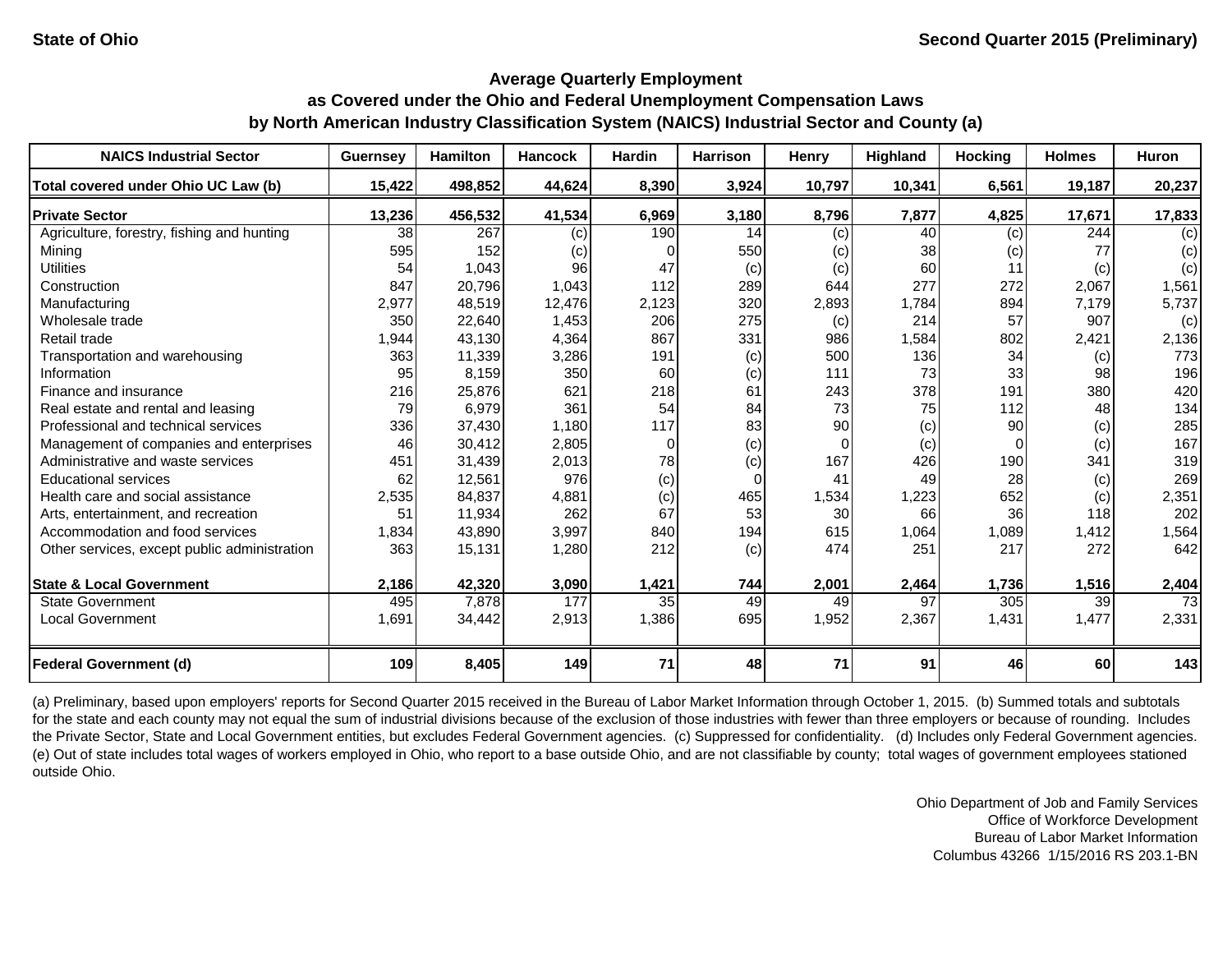State of Ohio

Second Quarter 2015 (Preliminary)

## Average Quarterly Employment as Covered under the Ohio and Federal Unemployment Compensation Laws by North American Industry Classification System (NAICS) Industrial Sector and County (a)

| NAICS Industrial Sector | Guernsey | Hamilton | Hancock | Hardin | Harrison | Henry | Highland | Hocking | Holmes | Huron |
|---|---|---|---|---|---|---|---|---|---|---|
| **Total covered under Ohio UC Law (b)** | **15,422** | **498,852** | **44,624** | **8,390** | **3,924** | **10,797** | **10,341** | **6,561** | **19,187** | **20,237** |
| **Private Sector** | **13,236** | **456,532** | **41,534** | **6,969** | **3,180** | **8,796** | **7,877** | **4,825** | **17,671** | **17,833** |
| Agriculture, forestry, fishing and hunting | 38 | 267 | (c) | 190 | 14 | (c) | 40 | (c) | 244 | (c) |
| Mining | 595 | 152 | (c) | 0 | 550 | (c) | 38 | (c) | 77 | (c) |
| Utilities | 54 | 1,043 | 96 | 47 | (c) | (c) | 60 | 11 | (c) | (c) |
| Construction | 847 | 20,796 | 1,043 | 112 | 289 | 644 | 277 | 272 | 2,067 | 1,561 |
| Manufacturing | 2,977 | 48,519 | 12,476 | 2,123 | 320 | 2,893 | 1,784 | 894 | 7,179 | 5,737 |
| Wholesale trade | 350 | 22,640 | 1,453 | 206 | 275 | (c) | 214 | 57 | 907 | (c) |
| Retail trade | 1,944 | 43,130 | 4,364 | 867 | 331 | 986 | 1,584 | 802 | 2,421 | 2,136 |
| Transportation and warehousing | 363 | 11,339 | 3,286 | 191 | (c) | 500 | 136 | 34 | (c) | 773 |
| Information | 95 | 8,159 | 350 | 60 | (c) | 111 | 73 | 33 | 98 | 196 |
| Finance and insurance | 216 | 25,876 | 621 | 218 | 61 | 243 | 378 | 191 | 380 | 420 |
| Real estate and rental and leasing | 79 | 6,979 | 361 | 54 | 84 | 73 | 75 | 112 | 48 | 134 |
| Professional and technical services | 336 | 37,430 | 1,180 | 117 | 83 | 90 | (c) | 90 | (c) | 285 |
| Management of companies and enterprises | 46 | 30,412 | 2,805 | 0 | (c) | 0 | (c) | 0 | (c) | 167 |
| Administrative and waste services | 451 | 31,439 | 2,013 | 78 | (c) | 167 | 426 | 190 | 341 | 319 |
| Educational services | 62 | 12,561 | 976 | (c) | 0 | 41 | 49 | 28 | (c) | 269 |
| Health care and social assistance | 2,535 | 84,837 | 4,881 | (c) | 465 | 1,534 | 1,223 | 652 | (c) | 2,351 |
| Arts, entertainment, and recreation | 51 | 11,934 | 262 | 67 | 53 | 30 | 66 | 36 | 118 | 202 |
| Accommodation and food services | 1,834 | 43,890 | 3,997 | 840 | 194 | 615 | 1,064 | 1,089 | 1,412 | 1,564 |
| Other services, except public administration | 363 | 15,131 | 1,280 | 212 | (c) | 474 | 251 | 217 | 272 | 642 |
| **State & Local Government** | **2,186** | **42,320** | **3,090** | **1,421** | **744** | **2,001** | **2,464** | **1,736** | **1,516** | **2,404** |
| State Government | 495 | 7,878 | 177 | 35 | 49 | 49 | 97 | 305 | 39 | 73 |
| Local Government | 1,691 | 34,442 | 2,913 | 1,386 | 695 | 1,952 | 2,367 | 1,431 | 1,477 | 2,331 |
| **Federal Government (d)** | **109** | **8,405** | **149** | **71** | **48** | **71** | **91** | **46** | **60** | **143** |

(a) Preliminary, based upon employers' reports for Second Quarter 2015 received in the Bureau of Labor Market Information through October 1, 2015. (b) Summed totals and subtotals for the state and each county may not equal the sum of industrial divisions because of the exclusion of those industries with fewer than three employers or because of rounding. Includes the Private Sector, State and Local Government entities, but excludes Federal Government agencies. (c) Suppressed for confidentiality. (d) Includes only Federal Government agencies. (e) Out of state includes total wages of workers employed in Ohio, who report to a base outside Ohio, and are not classifiable by county; total wages of government employees stationed outside Ohio.

Ohio Department of Job and Family Services
Office of Workforce Development
Bureau of Labor Market Information
Columbus 43266 1/15/2016 RS 203.1-BN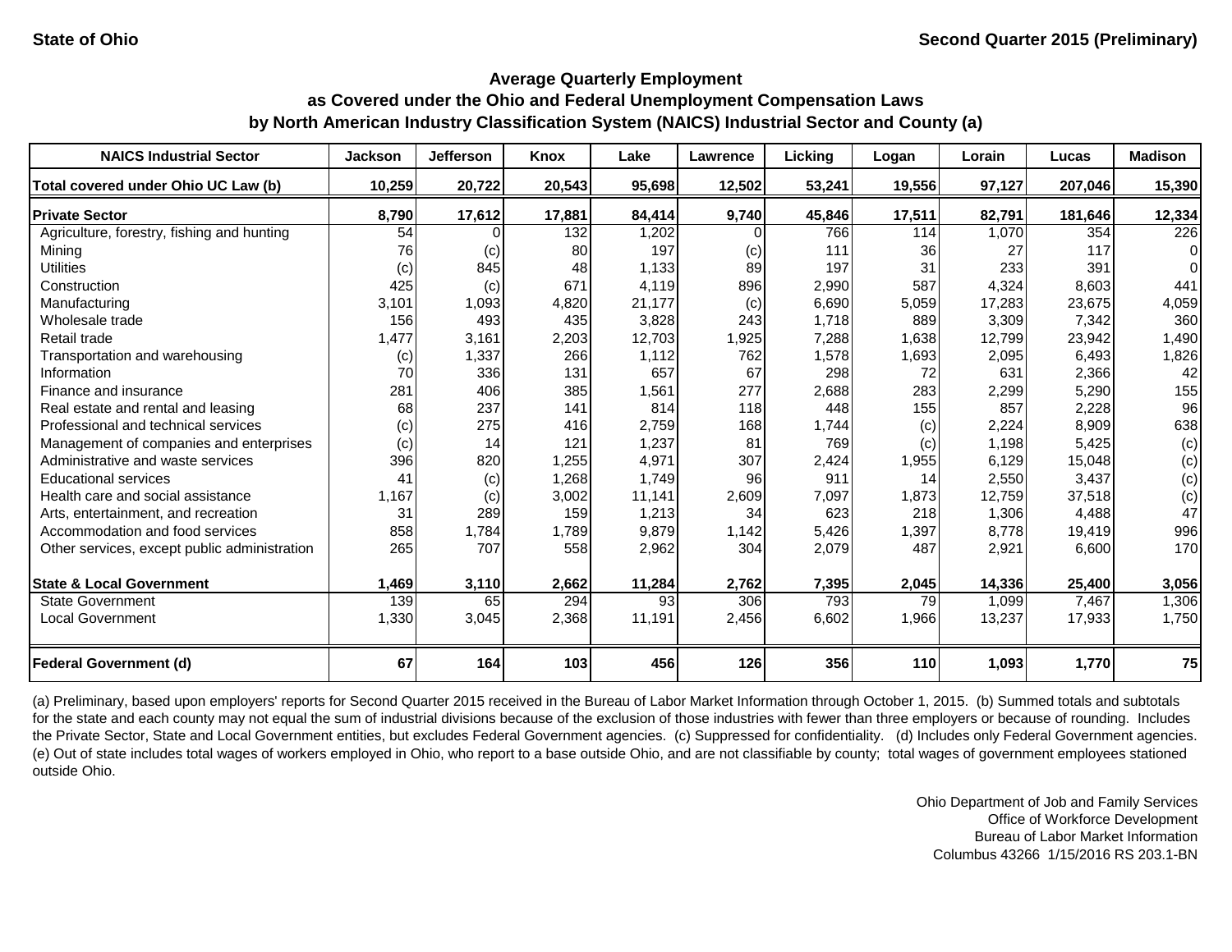State of Ohio

Second Quarter 2015 (Preliminary)

## Average Quarterly Employment as Covered under the Ohio and Federal Unemployment Compensation Laws by North American Industry Classification System (NAICS) Industrial Sector and County (a)

| NAICS Industrial Sector | Jackson | Jefferson | Knox | Lake | Lawrence | Licking | Logan | Lorain | Lucas | Madison |
|---|---|---|---|---|---|---|---|---|---|---|
| **Total covered under Ohio UC Law (b)** | **10,259** | **20,722** | **20,543** | **95,698** | **12,502** | **53,241** | **19,556** | **97,127** | **207,046** | **15,390** |
| **Private Sector** | **8,790** | **17,612** | **17,881** | **84,414** | **9,740** | **45,846** | **17,511** | **82,791** | **181,646** | **12,334** |
| Agriculture, forestry, fishing and hunting | 54 | 0 | 132 | 1,202 | 0 | 766 | 114 | 1,070 | 354 | 226 |
| Mining | 76 | (c) | 80 | 197 | (c) | 111 | 36 | 27 | 117 | 0 |
| Utilities | (c) | 845 | 48 | 1,133 | 89 | 197 | 31 | 233 | 391 | 0 |
| Construction | 425 | (c) | 671 | 4,119 | 896 | 2,990 | 587 | 4,324 | 8,603 | 441 |
| Manufacturing | 3,101 | 1,093 | 4,820 | 21,177 | (c) | 6,690 | 5,059 | 17,283 | 23,675 | 4,059 |
| Wholesale trade | 156 | 493 | 435 | 3,828 | 243 | 1,718 | 889 | 3,309 | 7,342 | 360 |
| Retail trade | 1,477 | 3,161 | 2,203 | 12,703 | 1,925 | 7,288 | 1,638 | 12,799 | 23,942 | 1,490 |
| Transportation and warehousing | (c) | 1,337 | 266 | 1,112 | 762 | 1,578 | 1,693 | 2,095 | 6,493 | 1,826 |
| Information | 70 | 336 | 131 | 657 | 67 | 298 | 72 | 631 | 2,366 | 42 |
| Finance and insurance | 281 | 406 | 385 | 1,561 | 277 | 2,688 | 283 | 2,299 | 5,290 | 155 |
| Real estate and rental and leasing | 68 | 237 | 141 | 814 | 118 | 448 | 155 | 857 | 2,228 | 96 |
| Professional and technical services | (c) | 275 | 416 | 2,759 | 168 | 1,744 | (c) | 2,224 | 8,909 | 638 |
| Management of companies and enterprises | (c) | 14 | 121 | 1,237 | 81 | 769 | (c) | 1,198 | 5,425 | (c) |
| Administrative and waste services | 396 | 820 | 1,255 | 4,971 | 307 | 2,424 | 1,955 | 6,129 | 15,048 | (c) |
| Educational services | 41 | (c) | 1,268 | 1,749 | 96 | 911 | 14 | 2,550 | 3,437 | (c) |
| Health care and social assistance | 1,167 | (c) | 3,002 | 11,141 | 2,609 | 7,097 | 1,873 | 12,759 | 37,518 | (c) |
| Arts, entertainment, and recreation | 31 | 289 | 159 | 1,213 | 34 | 623 | 218 | 1,306 | 4,488 | 47 |
| Accommodation and food services | 858 | 1,784 | 1,789 | 9,879 | 1,142 | 5,426 | 1,397 | 8,778 | 19,419 | 996 |
| Other services, except public administration | 265 | 707 | 558 | 2,962 | 304 | 2,079 | 487 | 2,921 | 6,600 | 170 |
| **State & Local Government** | **1,469** | **3,110** | **2,662** | **11,284** | **2,762** | **7,395** | **2,045** | **14,336** | **25,400** | **3,056** |
| State Government | 139 | 65 | 294 | 93 | 306 | 793 | 79 | 1,099 | 7,467 | 1,306 |
| Local Government | 1,330 | 3,045 | 2,368 | 11,191 | 2,456 | 6,602 | 1,966 | 13,237 | 17,933 | 1,750 |
| **Federal Government (d)** | **67** | **164** | **103** | **456** | **126** | **356** | **110** | **1,093** | **1,770** | **75** |

(a) Preliminary, based upon employers' reports for Second Quarter 2015 received in the Bureau of Labor Market Information through October 1, 2015. (b) Summed totals and subtotals for the state and each county may not equal the sum of industrial divisions because of the exclusion of those industries with fewer than three employers or because of rounding. Includes the Private Sector, State and Local Government entities, but excludes Federal Government agencies. (c) Suppressed for confidentiality. (d) Includes only Federal Government agencies. (e) Out of state includes total wages of workers employed in Ohio, who report to a base outside Ohio, and are not classifiable by county; total wages of government employees stationed outside Ohio.

Ohio Department of Job and Family Services
Office of Workforce Development
Bureau of Labor Market Information
Columbus 43266 1/15/2016 RS 203.1-BN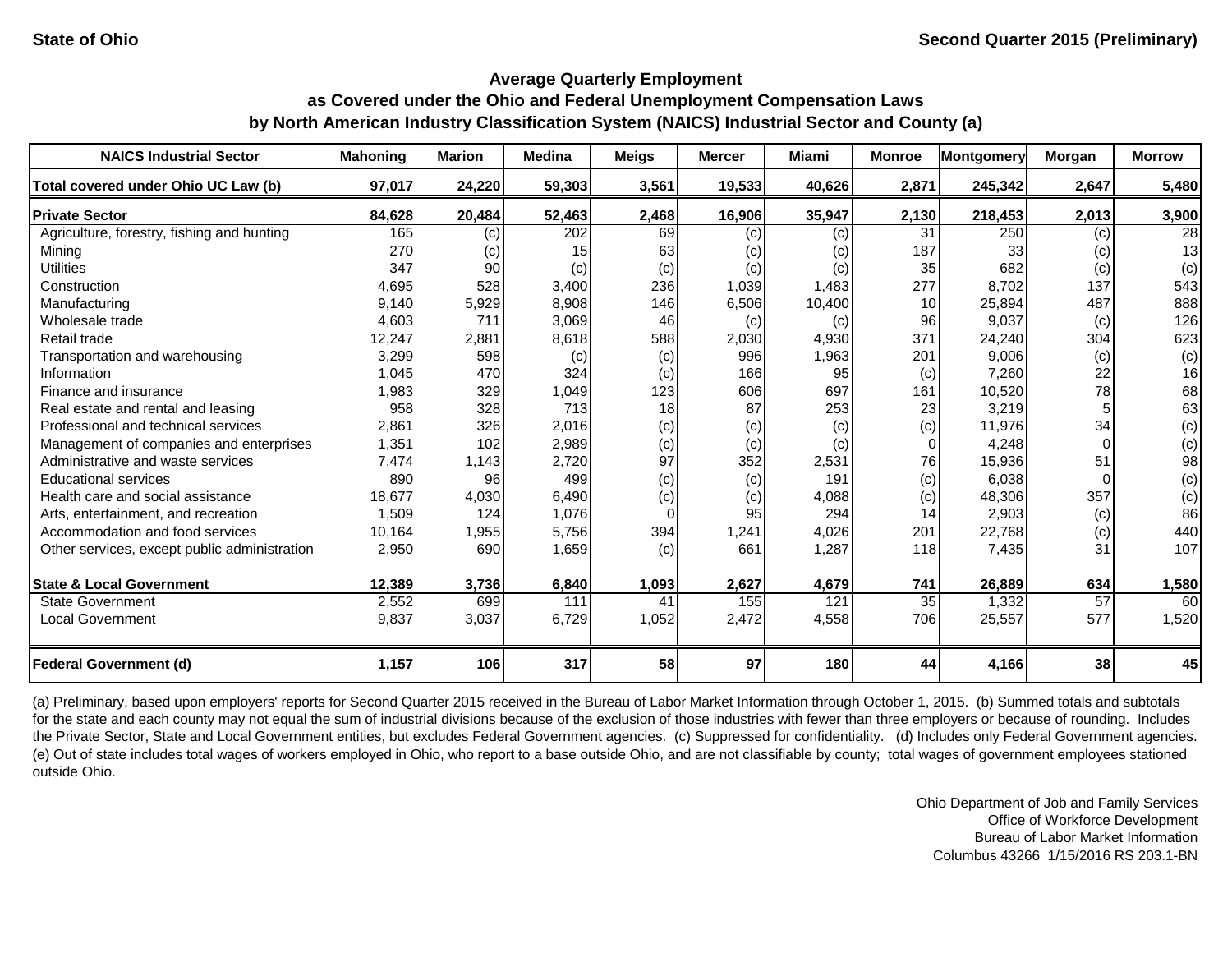State of Ohio

Second Quarter 2015 (Preliminary)

# Average Quarterly Employment as Covered under the Ohio and Federal Unemployment Compensation Laws by North American Industry Classification System (NAICS) Industrial Sector and County (a)

| NAICS Industrial Sector | Mahoning | Marion | Medina | Meigs | Mercer | Miami | Monroe | Montgomery | Morgan | Morrow |
|---|---|---|---|---|---|---|---|---|---|---|
| **Total covered under Ohio UC Law (b)** | **97,017** | **24,220** | **59,303** | **3,561** | **19,533** | **40,626** | **2,871** | **245,342** | **2,647** | **5,480** |
| **Private Sector** | **84,628** | **20,484** | **52,463** | **2,468** | **16,906** | **35,947** | **2,130** | **218,453** | **2,013** | **3,900** |
| Agriculture, forestry, fishing and hunting | 165 | (c) | 202 | 69 | (c) | (c) | 31 | 250 | (c) | 28 |
| Mining | 270 | (c) | 15 | 63 | (c) | (c) | 187 | 33 | (c) | 13 |
| Utilities | 347 | 90 | (c) | (c) | (c) | (c) | 35 | 682 | (c) | (c) |
| Construction | 4,695 | 528 | 3,400 | 236 | 1,039 | 1,483 | 277 | 8,702 | 137 | 543 |
| Manufacturing | 9,140 | 5,929 | 8,908 | 146 | 6,506 | 10,400 | 10 | 25,894 | 487 | 888 |
| Wholesale trade | 4,603 | 711 | 3,069 | 46 | (c) | (c) | 96 | 9,037 | (c) | 126 |
| Retail trade | 12,247 | 2,881 | 8,618 | 588 | 2,030 | 4,930 | 371 | 24,240 | 304 | 623 |
| Transportation and warehousing | 3,299 | 598 | (c) | (c) | 996 | 1,963 | 201 | 9,006 | (c) | (c) |
| Information | 1,045 | 470 | 324 | (c) | 166 | 95 | (c) | 7,260 | 22 | 16 |
| Finance and insurance | 1,983 | 329 | 1,049 | 123 | 606 | 697 | 161 | 10,520 | 78 | 68 |
| Real estate and rental and leasing | 958 | 328 | 713 | 18 | 87 | 253 | 23 | 3,219 | 5 | 63 |
| Professional and technical services | 2,861 | 326 | 2,016 | (c) | (c) | (c) | (c) | 11,976 | 34 | (c) |
| Management of companies and enterprises | 1,351 | 102 | 2,989 | (c) | (c) | (c) | 0 | 4,248 | 0 | (c) |
| Administrative and waste services | 7,474 | 1,143 | 2,720 | 97 | 352 | 2,531 | 76 | 15,936 | 51 | 98 |
| Educational services | 890 | 96 | 499 | (c) | (c) | 191 | (c) | 6,038 | 0 | (c) |
| Health care and social assistance | 18,677 | 4,030 | 6,490 | (c) | (c) | 4,088 | (c) | 48,306 | 357 | (c) |
| Arts, entertainment, and recreation | 1,509 | 124 | 1,076 | 0 | 95 | 294 | 14 | 2,903 | (c) | 86 |
| Accommodation and food services | 10,164 | 1,955 | 5,756 | 394 | 1,241 | 4,026 | 201 | 22,768 | (c) | 440 |
| Other services, except public administration | 2,950 | 690 | 1,659 | (c) | 661 | 1,287 | 118 | 7,435 | 31 | 107 |
| **State & Local Government** | **12,389** | **3,736** | **6,840** | **1,093** | **2,627** | **4,679** | **741** | **26,889** | **634** | **1,580** |
| State Government | 2,552 | 699 | 111 | 41 | 155 | 121 | 35 | 1,332 | 57 | 60 |
| Local Government | 9,837 | 3,037 | 6,729 | 1,052 | 2,472 | 4,558 | 706 | 25,557 | 577 | 1,520 |
| **Federal Government (d)** | **1,157** | **106** | **317** | **58** | **97** | **180** | **44** | **4,166** | **38** | **45** |

(a) Preliminary, based upon employers' reports for Second Quarter 2015 received in the Bureau of Labor Market Information through October 1, 2015. (b) Summed totals and subtotals for the state and each county may not equal the sum of industrial divisions because of the exclusion of those industries with fewer than three employers or because of rounding. Includes the Private Sector, State and Local Government entities, but excludes Federal Government agencies. (c) Suppressed for confidentiality. (d) Includes only Federal Government agencies. (e) Out of state includes total wages of workers employed in Ohio, who report to a base outside Ohio, and are not classifiable by county; total wages of government employees stationed outside Ohio.

Ohio Department of Job and Family Services
Office of Workforce Development
Bureau of Labor Market Information
Columbus 43266 1/15/2016 RS 203.1-BN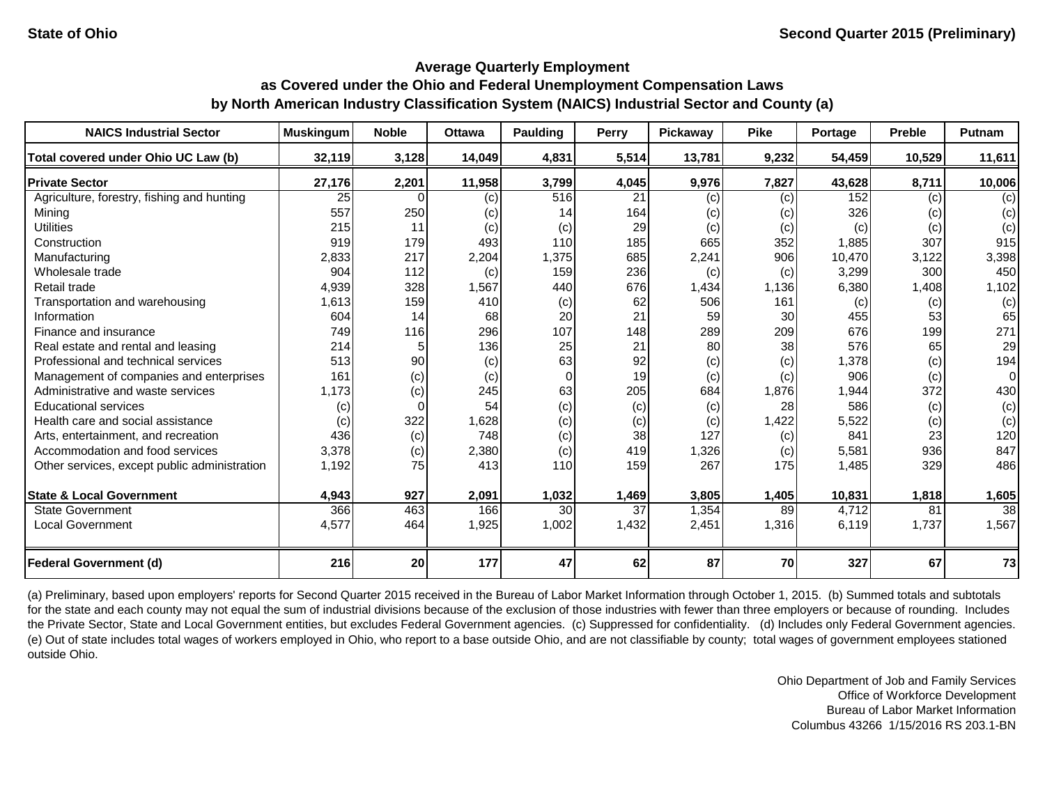State of Ohio

Second Quarter 2015 (Preliminary)

## Average Quarterly Employment as Covered under the Ohio and Federal Unemployment Compensation Laws by North American Industry Classification System (NAICS) Industrial Sector and County (a)

| NAICS Industrial Sector | Muskingum | Noble | Ottawa | Paulding | Perry | Pickaway | Pike | Portage | Preble | Putnam |
|---|---|---|---|---|---|---|---|---|---|---|
| **Total covered under Ohio UC Law (b)** | **32,119** | **3,128** | **14,049** | **4,831** | **5,514** | **13,781** | **9,232** | **54,459** | **10,529** | **11,611** |
| **Private Sector** | **27,176** | **2,201** | **11,958** | **3,799** | **4,045** | **9,976** | **7,827** | **43,628** | **8,711** | **10,006** |
| Agriculture, forestry, fishing and hunting | 25 | 0 | (c) | 516 | 21 | (c) | (c) | 152 | (c) | (c) |
| Mining | 557 | 250 | (c) | 14 | 164 | (c) | (c) | 326 | (c) | (c) |
| Utilities | 215 | 11 | (c) | (c) | 29 | (c) | (c) | (c) | (c) | (c) |
| Construction | 919 | 179 | 493 | 110 | 185 | 665 | 352 | 1,885 | 307 | 915 |
| Manufacturing | 2,833 | 217 | 2,204 | 1,375 | 685 | 2,241 | 906 | 10,470 | 3,122 | 3,398 |
| Wholesale trade | 904 | 112 | (c) | 159 | 236 | (c) | (c) | 3,299 | 300 | 450 |
| Retail trade | 4,939 | 328 | 1,567 | 440 | 676 | 1,434 | 1,136 | 6,380 | 1,408 | 1,102 |
| Transportation and warehousing | 1,613 | 159 | 410 | (c) | 62 | 506 | 161 | (c) | (c) | (c) |
| Information | 604 | 14 | 68 | 20 | 21 | 59 | 30 | 455 | 53 | 65 |
| Finance and insurance | 749 | 116 | 296 | 107 | 148 | 289 | 209 | 676 | 199 | 271 |
| Real estate and rental and leasing | 214 | 5 | 136 | 25 | 21 | 80 | 38 | 576 | 65 | 29 |
| Professional and technical services | 513 | 90 | (c) | 63 | 92 | (c) | (c) | 1,378 | (c) | 194 |
| Management of companies and enterprises | 161 | (c) | (c) | 0 | 19 | (c) | (c) | 906 | (c) | 0 |
| Administrative and waste services | 1,173 | (c) | 245 | 63 | 205 | 684 | 1,876 | 1,944 | 372 | 430 |
| Educational services | (c) | 0 | 54 | (c) | (c) | (c) | 28 | 586 | (c) | (c) |
| Health care and social assistance | (c) | 322 | 1,628 | (c) | (c) | (c) | 1,422 | 5,522 | (c) | (c) |
| Arts, entertainment, and recreation | 436 | (c) | 748 | (c) | 38 | 127 | (c) | 841 | 23 | 120 |
| Accommodation and food services | 3,378 | (c) | 2,380 | (c) | 419 | 1,326 | (c) | 5,581 | 936 | 847 |
| Other services, except public administration | 1,192 | 75 | 413 | 110 | 159 | 267 | 175 | 1,485 | 329 | 486 |
| **State & Local Government** | **4,943** | **927** | **2,091** | **1,032** | **1,469** | **3,805** | **1,405** | **10,831** | **1,818** | **1,605** |
| State Government | 366 | 463 | 166 | 30 | 37 | 1,354 | 89 | 4,712 | 81 | 38 |
| Local Government | 4,577 | 464 | 1,925 | 1,002 | 1,432 | 2,451 | 1,316 | 6,119 | 1,737 | 1,567 |
| **Federal Government (d)** | **216** | **20** | **177** | **47** | **62** | **87** | **70** | **327** | **67** | **73** |

(a) Preliminary, based upon employers' reports for Second Quarter 2015 received in the Bureau of Labor Market Information through October 1, 2015. (b) Summed totals and subtotals for the state and each county may not equal the sum of industrial divisions because of the exclusion of those industries with fewer than three employers or because of rounding. Includes the Private Sector, State and Local Government entities, but excludes Federal Government agencies. (c) Suppressed for confidentiality. (d) Includes only Federal Government agencies. (e) Out of state includes total wages of workers employed in Ohio, who report to a base outside Ohio, and are not classifiable by county; total wages of government employees stationed outside Ohio.

Ohio Department of Job and Family Services
Office of Workforce Development
Bureau of Labor Market Information
Columbus 43266 1/15/2016 RS 203.1-BN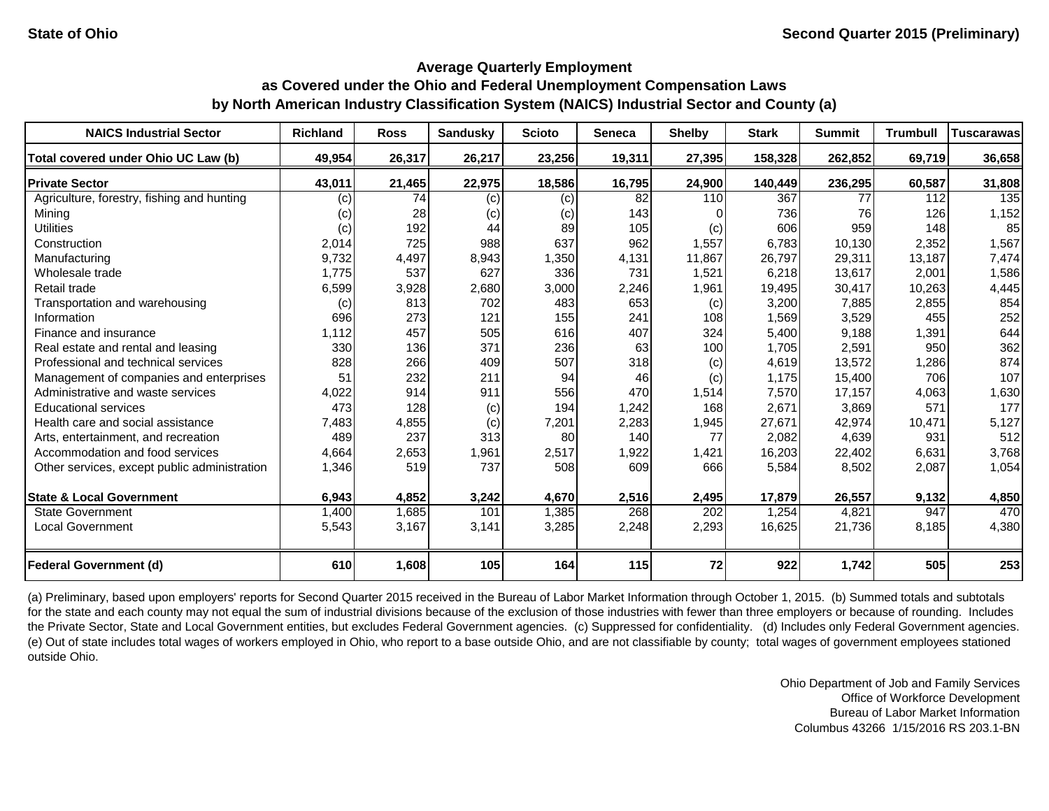**State of Ohio** **Second Quarter 2015 (Preliminary)**

## Average Quarterly Employment as Covered under the Ohio and Federal Unemployment Compensation Laws by North American Industry Classification System (NAICS) Industrial Sector and County (a)

| NAICS Industrial Sector | Richland | Ross | Sandusky | Scioto | Seneca | Shelby | Stark | Summit | Trumbull | Tuscarawas |
|---|---|---|---|---|---|---|---|---|---|---|
| **Total covered under Ohio UC Law (b)** | **49,954** | **26,317** | **26,217** | **23,256** | **19,311** | **27,395** | **158,328** | **262,852** | **69,719** | **36,658** |
| **Private Sector** | **43,011** | **21,465** | **22,975** | **18,586** | **16,795** | **24,900** | **140,449** | **236,295** | **60,587** | **31,808** |
| Agriculture, forestry, fishing and hunting | (c) | 74 | (c) | (c) | 82 | 110 | 367 | 77 | 112 | 135 |
| Mining | (c) | 28 | (c) | (c) | 143 | 0 | 736 | 76 | 126 | 1,152 |
| Utilities | (c) | 192 | 44 | 89 | 105 | (c) | 606 | 959 | 148 | 85 |
| Construction | 2,014 | 725 | 988 | 637 | 962 | 1,557 | 6,783 | 10,130 | 2,352 | 1,567 |
| Manufacturing | 9,732 | 4,497 | 8,943 | 1,350 | 4,131 | 11,867 | 26,797 | 29,311 | 13,187 | 7,474 |
| Wholesale trade | 1,775 | 537 | 627 | 336 | 731 | 1,521 | 6,218 | 13,617 | 2,001 | 1,586 |
| Retail trade | 6,599 | 3,928 | 2,680 | 3,000 | 2,246 | 1,961 | 19,495 | 30,417 | 10,263 | 4,445 |
| Transportation and warehousing | (c) | 813 | 702 | 483 | 653 | (c) | 3,200 | 7,885 | 2,855 | 854 |
| Information | 696 | 273 | 121 | 155 | 241 | 108 | 1,569 | 3,529 | 455 | 252 |
| Finance and insurance | 1,112 | 457 | 505 | 616 | 407 | 324 | 5,400 | 9,188 | 1,391 | 644 |
| Real estate and rental and leasing | 330 | 136 | 371 | 236 | 63 | 100 | 1,705 | 2,591 | 950 | 362 |
| Professional and technical services | 828 | 266 | 409 | 507 | 318 | (c) | 4,619 | 13,572 | 1,286 | 874 |
| Management of companies and enterprises | 51 | 232 | 211 | 94 | 46 | (c) | 1,175 | 15,400 | 706 | 107 |
| Administrative and waste services | 4,022 | 914 | 911 | 556 | 470 | 1,514 | 7,570 | 17,157 | 4,063 | 1,630 |
| Educational services | 473 | 128 | (c) | 194 | 1,242 | 168 | 2,671 | 3,869 | 571 | 177 |
| Health care and social assistance | 7,483 | 4,855 | (c) | 7,201 | 2,283 | 1,945 | 27,671 | 42,974 | 10,471 | 5,127 |
| Arts, entertainment, and recreation | 489 | 237 | 313 | 80 | 140 | 77 | 2,082 | 4,639 | 931 | 512 |
| Accommodation and food services | 4,664 | 2,653 | 1,961 | 2,517 | 1,922 | 1,421 | 16,203 | 22,402 | 6,631 | 3,768 |
| Other services, except public administration | 1,346 | 519 | 737 | 508 | 609 | 666 | 5,584 | 8,502 | 2,087 | 1,054 |
| **State & Local Government** | **6,943** | **4,852** | **3,242** | **4,670** | **2,516** | **2,495** | **17,879** | **26,557** | **9,132** | **4,850** |
| State Government | 1,400 | 1,685 | 101 | 1,385 | 268 | 202 | 1,254 | 4,821 | 947 | 470 |
| Local Government | 5,543 | 3,167 | 3,141 | 3,285 | 2,248 | 2,293 | 16,625 | 21,736 | 8,185 | 4,380 |
| **Federal Government (d)** | **610** | **1,608** | **105** | **164** | **115** | **72** | **922** | **1,742** | **505** | **253** |

(a) Preliminary, based upon employers' reports for Second Quarter 2015 received in the Bureau of Labor Market Information through October 1, 2015. (b) Summed totals and subtotals for the state and each county may not equal the sum of industrial divisions because of the exclusion of those industries with fewer than three employers or because of rounding. Includes the Private Sector, State and Local Government entities, but excludes Federal Government agencies. (c) Suppressed for confidentiality. (d) Includes only Federal Government agencies. (e) Out of state includes total wages of workers employed in Ohio, who report to a base outside Ohio, and are not classifiable by county; total wages of government employees stationed outside Ohio.

Ohio Department of Job and Family Services
Office of Workforce Development
Bureau of Labor Market Information
Columbus 43266 1/15/2016 RS 203.1-BN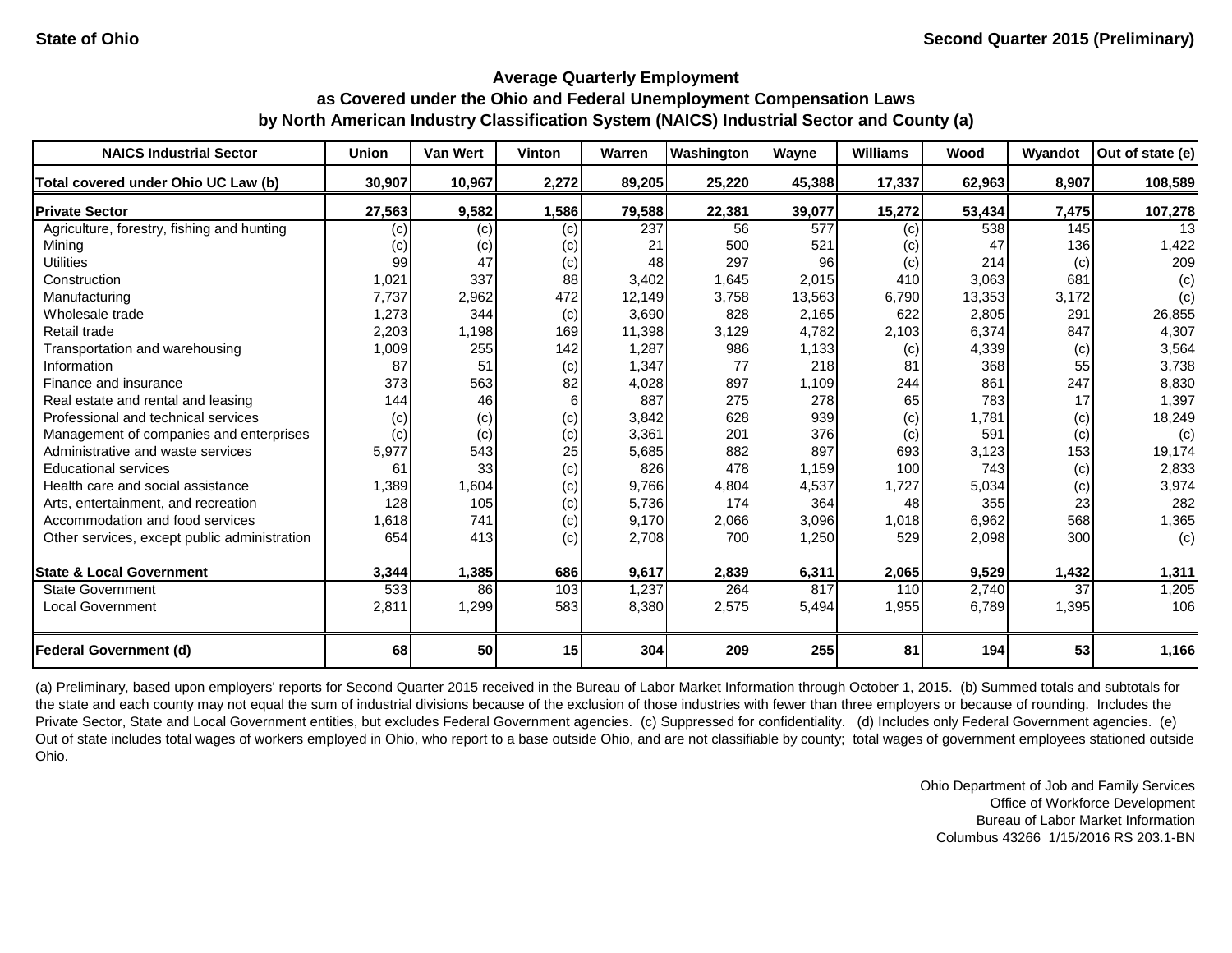State of Ohio

Second Quarter 2015 (Preliminary)

## Average Quarterly Employment
## as Covered under the Ohio and Federal Unemployment Compensation Laws
## by North American Industry Classification System (NAICS) Industrial Sector and County (a)

| NAICS Industrial Sector | Union | Van Wert | Vinton | Warren | Washington | Wayne | Williams | Wood | Wyandot | Out of state (e) |
|---|---|---|---|---|---|---|---|---|---|---|
| **Total covered under Ohio UC Law (b)** | **30,907** | **10,967** | **2,272** | **89,205** | **25,220** | **45,388** | **17,337** | **62,963** | **8,907** | **108,589** |
| **Private Sector** | **27,563** | **9,582** | **1,586** | **79,588** | **22,381** | **39,077** | **15,272** | **53,434** | **7,475** | **107,278** |
| Agriculture, forestry, fishing and hunting | (c) | (c) | (c) | 237 | 56 | 577 | (c) | 538 | 145 | 13 |
| Mining | (c) | (c) | (c) | 21 | 500 | 521 | (c) | 47 | 136 | 1,422 |
| Utilities | 99 | 47 | (c) | 48 | 297 | 96 | (c) | 214 | (c) | 209 |
| Construction | 1,021 | 337 | 88 | 3,402 | 1,645 | 2,015 | 410 | 3,063 | 681 | (c) |
| Manufacturing | 7,737 | 2,962 | 472 | 12,149 | 3,758 | 13,563 | 6,790 | 13,353 | 3,172 | (c) |
| Wholesale trade | 1,273 | 344 | (c) | 3,690 | 828 | 2,165 | 622 | 2,805 | 291 | 26,855 |
| Retail trade | 2,203 | 1,198 | 169 | 11,398 | 3,129 | 4,782 | 2,103 | 6,374 | 847 | 4,307 |
| Transportation and warehousing | 1,009 | 255 | 142 | 1,287 | 986 | 1,133 | (c) | 4,339 | (c) | 3,564 |
| Information | 87 | 51 | (c) | 1,347 | 77 | 218 | 81 | 368 | 55 | 3,738 |
| Finance and insurance | 373 | 563 | 82 | 4,028 | 897 | 1,109 | 244 | 861 | 247 | 8,830 |
| Real estate and rental and leasing | 144 | 46 | 6 | 887 | 275 | 278 | 65 | 783 | 17 | 1,397 |
| Professional and technical services | (c) | (c) | (c) | 3,842 | 628 | 939 | (c) | 1,781 | (c) | 18,249 |
| Management of companies and enterprises | (c) | (c) | (c) | 3,361 | 201 | 376 | (c) | 591 | (c) | (c) |
| Administrative and waste services | 5,977 | 543 | 25 | 5,685 | 882 | 897 | 693 | 3,123 | 153 | 19,174 |
| Educational services | 61 | 33 | (c) | 826 | 478 | 1,159 | 100 | 743 | (c) | 2,833 |
| Health care and social assistance | 1,389 | 1,604 | (c) | 9,766 | 4,804 | 4,537 | 1,727 | 5,034 | (c) | 3,974 |
| Arts, entertainment, and recreation | 128 | 105 | (c) | 5,736 | 174 | 364 | 48 | 355 | 23 | 282 |
| Accommodation and food services | 1,618 | 741 | (c) | 9,170 | 2,066 | 3,096 | 1,018 | 6,962 | 568 | 1,365 |
| Other services, except public administration | 654 | 413 | (c) | 2,708 | 700 | 1,250 | 529 | 2,098 | 300 | (c) |
| **State & Local Government** | **3,344** | **1,385** | **686** | **9,617** | **2,839** | **6,311** | **2,065** | **9,529** | **1,432** | **1,311** |
| State Government | 533 | 86 | 103 | 1,237 | 264 | 817 | 110 | 2,740 | 37 | 1,205 |
| Local Government | 2,811 | 1,299 | 583 | 8,380 | 2,575 | 5,494 | 1,955 | 6,789 | 1,395 | 106 |
| **Federal Government (d)** | **68** | **50** | **15** | **304** | **209** | **255** | **81** | **194** | **53** | **1,166** |

(a) Preliminary, based upon employers' reports for Second Quarter 2015 received in the Bureau of Labor Market Information through October 1, 2015. (b) Summed totals and subtotals for the state and each county may not equal the sum of industrial divisions because of the exclusion of those industries with fewer than three employers or because of rounding. Includes the Private Sector, State and Local Government entities, but excludes Federal Government agencies. (c) Suppressed for confidentiality. (d) Includes only Federal Government agencies. (e) Out of state includes total wages of workers employed in Ohio, who report to a base outside Ohio, and are not classifiable by county; total wages of government employees stationed outside Ohio.

Ohio Department of Job and Family Services
Office of Workforce Development
Bureau of Labor Market Information
Columbus 43266 1/15/2016 RS 203.1-BN